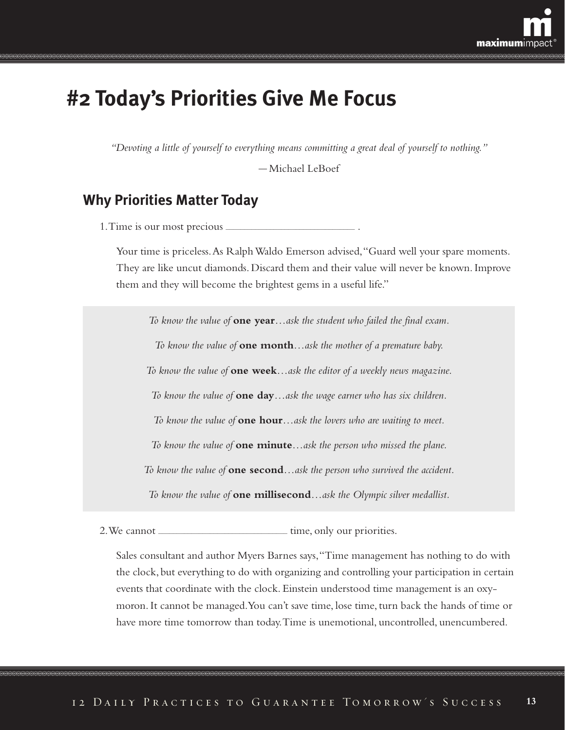# #2 Today's Priorities Give Me Focus

*"Devoting a little of yourself to everything means committing a great deal of yourself to nothing."*

—Michael LeBoef

## Why Priorities Matter Today

1. Time is our most precious \_\_\_\_\_\_\_\_\_\_\_\_\_\_\_\_\_\_\_\_\_\_ .

   Your time is priceless. As Ralph Waldo Emerson advised, "Guard well your spare moments. They are like uncut diamonds. Discard them and their value will never be known. Improve them and they will become the brightest gems in a useful life."

*To know the value of* **one year***…ask the student who failed the final exam.*

*To know the value of* **one month***…ask the mother of a premature baby.*

*To know the value of* **one week***…ask the editor of a weekly news magazine.*

*To know the value of* **one day***…ask the wage earner who has six children.*

*To know the value of* **one hour***…ask the lovers who are waiting to meet.*

*To know the value of* **one minute***…ask the person who missed the plane.*

*To know the value of* **one second***…ask the person who survived the accident.*

*To know the value of* **one millisecond***…ask the Olympic silver medallist.*

2. We cannot \_\_\_\_\_\_\_\_\_\_\_\_\_\_\_\_\_\_\_\_\_\_ time, only our priorities.

   Sales consultant and author Myers Barnes says, "Time management has nothing to do with the clock, but everything to do with organizing and controlling your participation in certain events that coordinate with the clock. Einstein understood time management is an oxymoron. It cannot be managed. You can't save time, lose time, turn back the hands of time or have more time tomorrow than today. Time is unemotional, uncontrolled, unencumbered.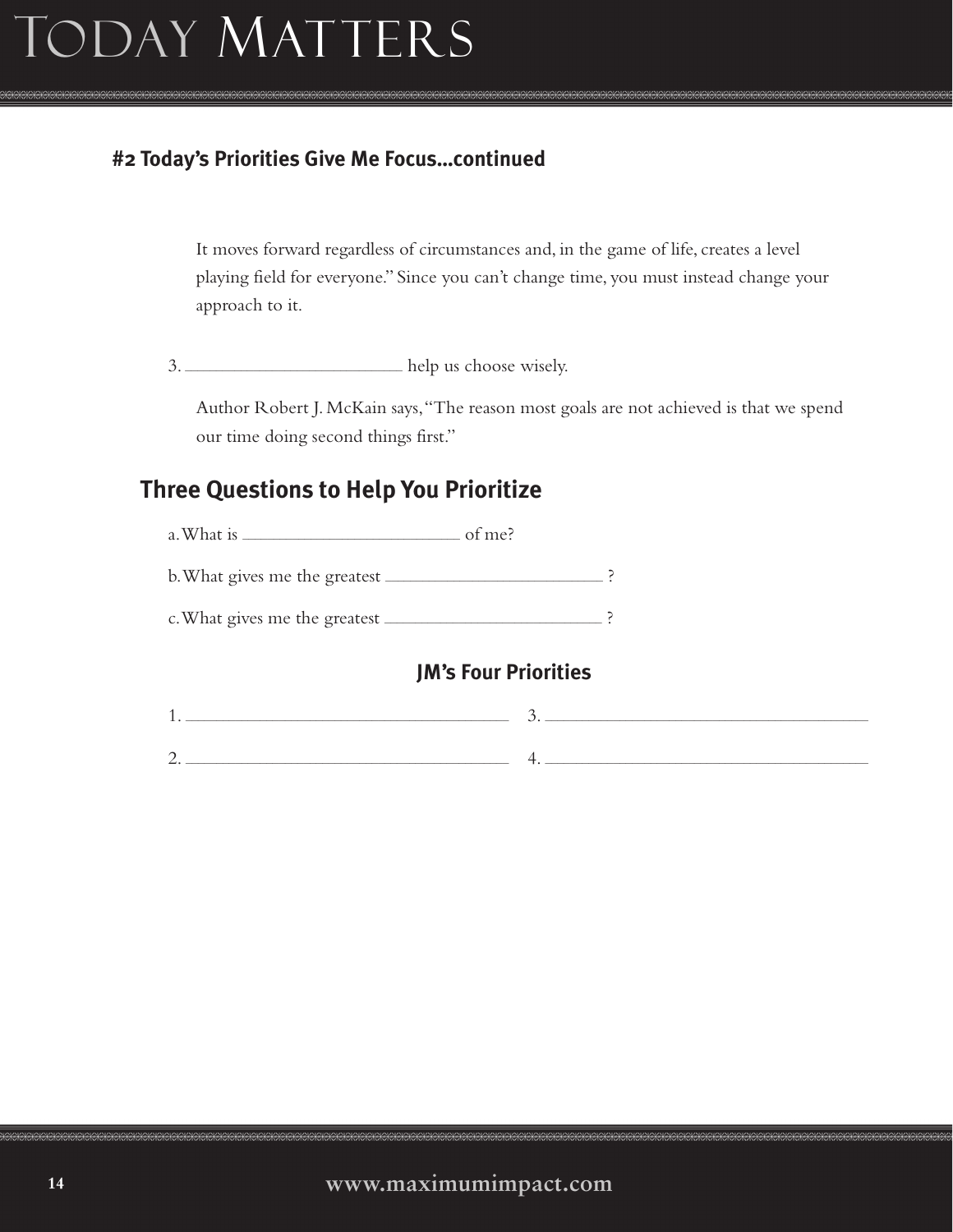#### #2 Today's Priorities Give Me Focus...continued

It moves forward regardless of circumstances and, in the game of life, creates a level playing field for everyone." Since you can't change time, you must instead change your approach to it.

3. ______________________ help us choose wisely.

Author Robert J. McKain says, "The reason most goals are not achieved is that we spend our time doing second things first."

## Three Questions to Help You Prioritize

a. What is ______________________ of me?

b. What gives me the greatest ______________________ ?

c. What gives me the greatest ______________________ ?

### JM's Four Priorities

1. ______________________________

2. ______________________________

3. ______________________________

4. ______________________________